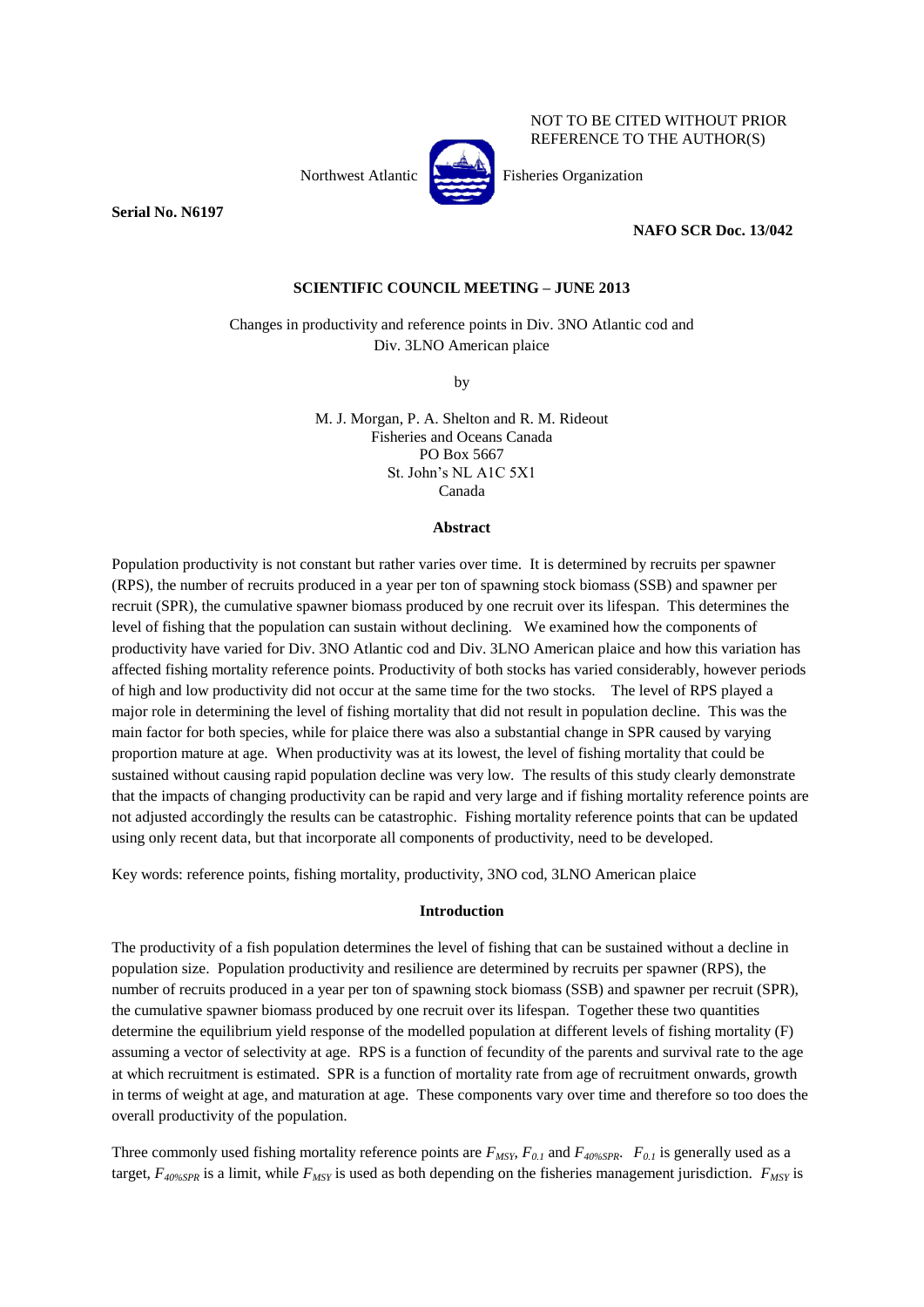NOT TO BE CITED WITHOUT PRIOR REFERENCE TO THE AUTHOR(S)

Northwest Atlantic Fisheries Organization

**Serial No. N6197**

**NAFO SCR Doc. 13/042**

**SCIENTIFIC COUNCIL MEETING – JUNE 2013**

Changes in productivity and reference points in Div. 3NO Atlantic cod and Div. 3LNO American plaice

by

M. J. Morgan, P. A. Shelton and R. M. Rideout
Fisheries and Oceans Canada
PO Box 5667
St. John's NL A1C 5X1
Canada

## Abstract

Population productivity is not constant but rather varies over time. It is determined by recruits per spawner (RPS), the number of recruits produced in a year per ton of spawning stock biomass (SSB) and spawner per recruit (SPR), the cumulative spawner biomass produced by one recruit over its lifespan. This determines the level of fishing that the population can sustain without declining. We examined how the components of productivity have varied for Div. 3NO Atlantic cod and Div. 3LNO American plaice and how this variation has affected fishing mortality reference points. Productivity of both stocks has varied considerably, however periods of high and low productivity did not occur at the same time for the two stocks. The level of RPS played a major role in determining the level of fishing mortality that did not result in population decline. This was the main factor for both species, while for plaice there was also a substantial change in SPR caused by varying proportion mature at age. When productivity was at its lowest, the level of fishing mortality that could be sustained without causing rapid population decline was very low. The results of this study clearly demonstrate that the impacts of changing productivity can be rapid and very large and if fishing mortality reference points are not adjusted accordingly the results can be catastrophic. Fishing mortality reference points that can be updated using only recent data, but that incorporate all components of productivity, need to be developed.

Key words: reference points, fishing mortality, productivity, 3NO cod, 3LNO American plaice

## Introduction

The productivity of a fish population determines the level of fishing that can be sustained without a decline in population size. Population productivity and resilience are determined by recruits per spawner (RPS), the number of recruits produced in a year per ton of spawning stock biomass (SSB) and spawner per recruit (SPR), the cumulative spawner biomass produced by one recruit over its lifespan. Together these two quantities determine the equilibrium yield response of the modelled population at different levels of fishing mortality (F) assuming a vector of selectivity at age. RPS is a function of fecundity of the parents and survival rate to the age at which recruitment is estimated. SPR is a function of mortality rate from age of recruitment onwards, growth in terms of weight at age, and maturation at age. These components vary over time and therefore so too does the overall productivity of the population.

Three commonly used fishing mortality reference points are $F_{MSY}$, $F_{0.1}$ and $F_{40\%SPR}$. $F_{0.1}$ is generally used as a target, $F_{40\%SPR}$ is a limit, while $F_{MSY}$ is used as both depending on the fisheries management jurisdiction. $F_{MSY}$ is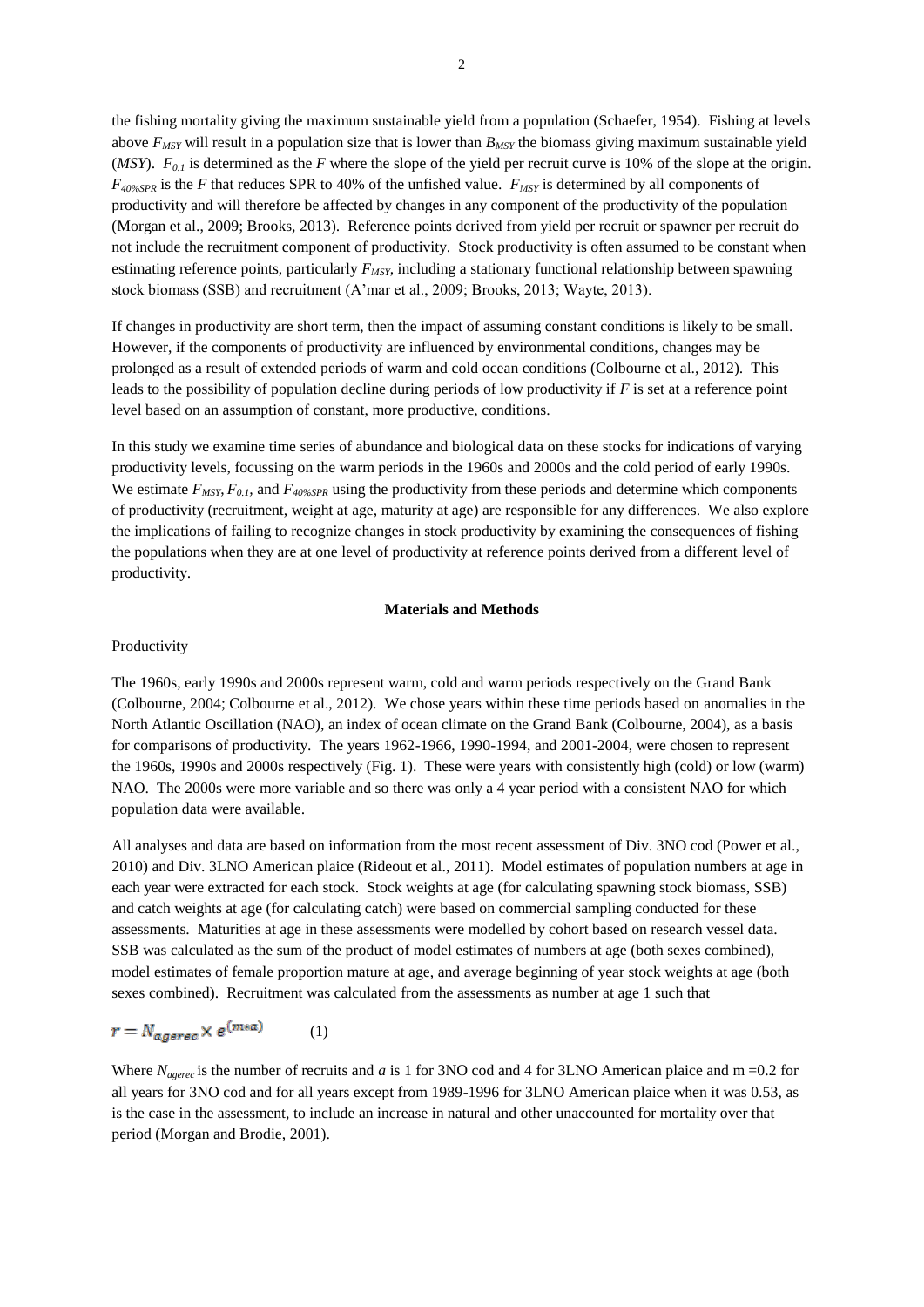the fishing mortality giving the maximum sustainable yield from a population (Schaefer, 1954). Fishing at levels above $F_{MSY}$ will result in a population size that is lower than $B_{MSY}$ the biomass giving maximum sustainable yield (*MSY*). $F_{0.1}$ is determined as the *F* where the slope of the yield per recruit curve is 10% of the slope at the origin. $F_{40\%SPR}$ is the *F* that reduces SPR to 40% of the unfished value. $F_{MSY}$ is determined by all components of productivity and will therefore be affected by changes in any component of the productivity of the population (Morgan et al., 2009; Brooks, 2013). Reference points derived from yield per recruit or spawner per recruit do not include the recruitment component of productivity. Stock productivity is often assumed to be constant when estimating reference points, particularly $F_{MSY}$, including a stationary functional relationship between spawning stock biomass (SSB) and recruitment (A'mar et al., 2009; Brooks, 2013; Wayte, 2013).

If changes in productivity are short term, then the impact of assuming constant conditions is likely to be small. However, if the components of productivity are influenced by environmental conditions, changes may be prolonged as a result of extended periods of warm and cold ocean conditions (Colbourne et al., 2012). This leads to the possibility of population decline during periods of low productivity if *F* is set at a reference point level based on an assumption of constant, more productive, conditions.

In this study we examine time series of abundance and biological data on these stocks for indications of varying productivity levels, focussing on the warm periods in the 1960s and 2000s and the cold period of early 1990s. We estimate $F_{MSY}$, $F_{0.1}$, and $F_{40\%SPR}$ using the productivity from these periods and determine which components of productivity (recruitment, weight at age, maturity at age) are responsible for any differences. We also explore the implications of failing to recognize changes in stock productivity by examining the consequences of fishing the populations when they are at one level of productivity at reference points derived from a different level of productivity.

## Materials and Methods

Productivity

The 1960s, early 1990s and 2000s represent warm, cold and warm periods respectively on the Grand Bank (Colbourne, 2004; Colbourne et al., 2012). We chose years within these time periods based on anomalies in the North Atlantic Oscillation (NAO), an index of ocean climate on the Grand Bank (Colbourne, 2004), as a basis for comparisons of productivity. The years 1962-1966, 1990-1994, and 2001-2004, were chosen to represent the 1960s, 1990s and 2000s respectively (Fig. 1). These were years with consistently high (cold) or low (warm) NAO. The 2000s were more variable and so there was only a 4 year period with a consistent NAO for which population data were available.

All analyses and data are based on information from the most recent assessment of Div. 3NO cod (Power et al., 2010) and Div. 3LNO American plaice (Rideout et al., 2011). Model estimates of population numbers at age in each year were extracted for each stock. Stock weights at age (for calculating spawning stock biomass, SSB) and catch weights at age (for calculating catch) were based on commercial sampling conducted for these assessments. Maturities at age in these assessments were modelled by cohort based on research vessel data. SSB was calculated as the sum of the product of model estimates of numbers at age (both sexes combined), model estimates of female proportion mature at age, and average beginning of year stock weights at age (both sexes combined). Recruitment was calculated from the assessments as number at age 1 such that

$$r = N_{agerec} \times e^{(m*a)} \qquad (1)$$

Where $N_{agerec}$ is the number of recruits and *a* is 1 for 3NO cod and 4 for 3LNO American plaice and m =0.2 for all years for 3NO cod and for all years except from 1989-1996 for 3LNO American plaice when it was 0.53, as is the case in the assessment, to include an increase in natural and other unaccounted for mortality over that period (Morgan and Brodie, 2001).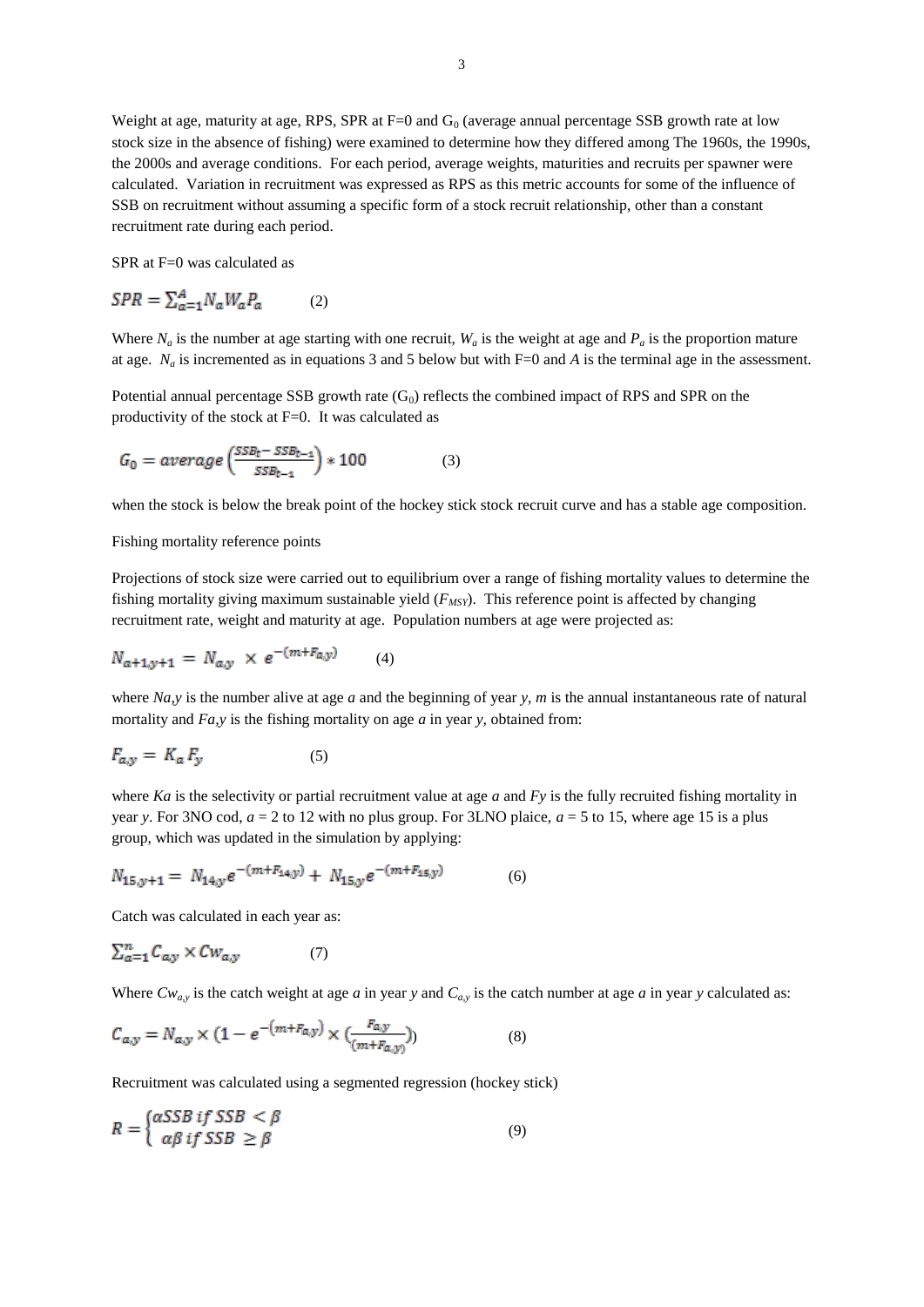Weight at age, maturity at age, RPS, SPR at F=0 and $G_0$ (average annual percentage SSB growth rate at low stock size in the absence of fishing) were examined to determine how they differed among The 1960s, the 1990s, the 2000s and average conditions. For each period, average weights, maturities and recruits per spawner were calculated. Variation in recruitment was expressed as RPS as this metric accounts for some of the influence of SSB on recruitment without assuming a specific form of a stock recruit relationship, other than a constant recruitment rate during each period.

SPR at F=0 was calculated as

$$SPR = \sum_{a=1}^{A} N_a W_a P_a \qquad (2)$$

Where $N_a$ is the number at age starting with one recruit, $W_a$ is the weight at age and $P_a$ is the proportion mature at age. $N_a$ is incremented as in equations 3 and 5 below but with F=0 and *A* is the terminal age in the assessment.

Potential annual percentage SSB growth rate ($G_0$) reflects the combined impact of RPS and SPR on the productivity of the stock at F=0. It was calculated as

$$G_0 = average\left(\frac{SSB_t - SSB_{t-1}}{SSB_{t-1}}\right) * 100 \qquad (3)$$

when the stock is below the break point of the hockey stick stock recruit curve and has a stable age composition.

Fishing mortality reference points

Projections of stock size were carried out to equilibrium over a range of fishing mortality values to determine the fishing mortality giving maximum sustainable yield ($F_{MSY}$). This reference point is affected by changing recruitment rate, weight and maturity at age. Population numbers at age were projected as:

$$N_{a+1,y+1} = N_{a,y} \times e^{-(m+F_{a,y})} \qquad (4)$$

where $N_{a,y}$ is the number alive at age *a* and the beginning of year *y*, *m* is the annual instantaneous rate of natural mortality and $F_{a,y}$ is the fishing mortality on age *a* in year *y*, obtained from:

$$F_{a,y} = K_a F_y \qquad (5)$$

where $K_a$ is the selectivity or partial recruitment value at age *a* and $F_y$ is the fully recruited fishing mortality in year *y*. For 3NO cod, *a* = 2 to 12 with no plus group. For 3LNO plaice, *a* = 5 to 15, where age 15 is a plus group, which was updated in the simulation by applying:

$$N_{15,y+1} = N_{14,y} e^{-(m+F_{14,y})} + N_{15,y} e^{-(m+F_{15,y})} \qquad (6)$$

Catch was calculated in each year as:

$$\sum_{a=1}^{n} C_{a,y} \times Cw_{a,y} \qquad (7)$$

Where $Cw_{a,y}$ is the catch weight at age *a* in year *y* and $C_{a,y}$ is the catch number at age *a* in year *y* calculated as:

$$C_{a,y} = N_{a,y} \times (1 - e^{-(m+F_{a,y})} \times (\frac{F_{a,y}}{(m+F_{a,y})})) \qquad (8)$$

Recruitment was calculated using a segmented regression (hockey stick)

$$R = \begin{cases} \alpha SSB \; if \; SSB < \beta \\ \alpha\beta \; if \; SSB \geq \beta \end{cases} \qquad (9)$$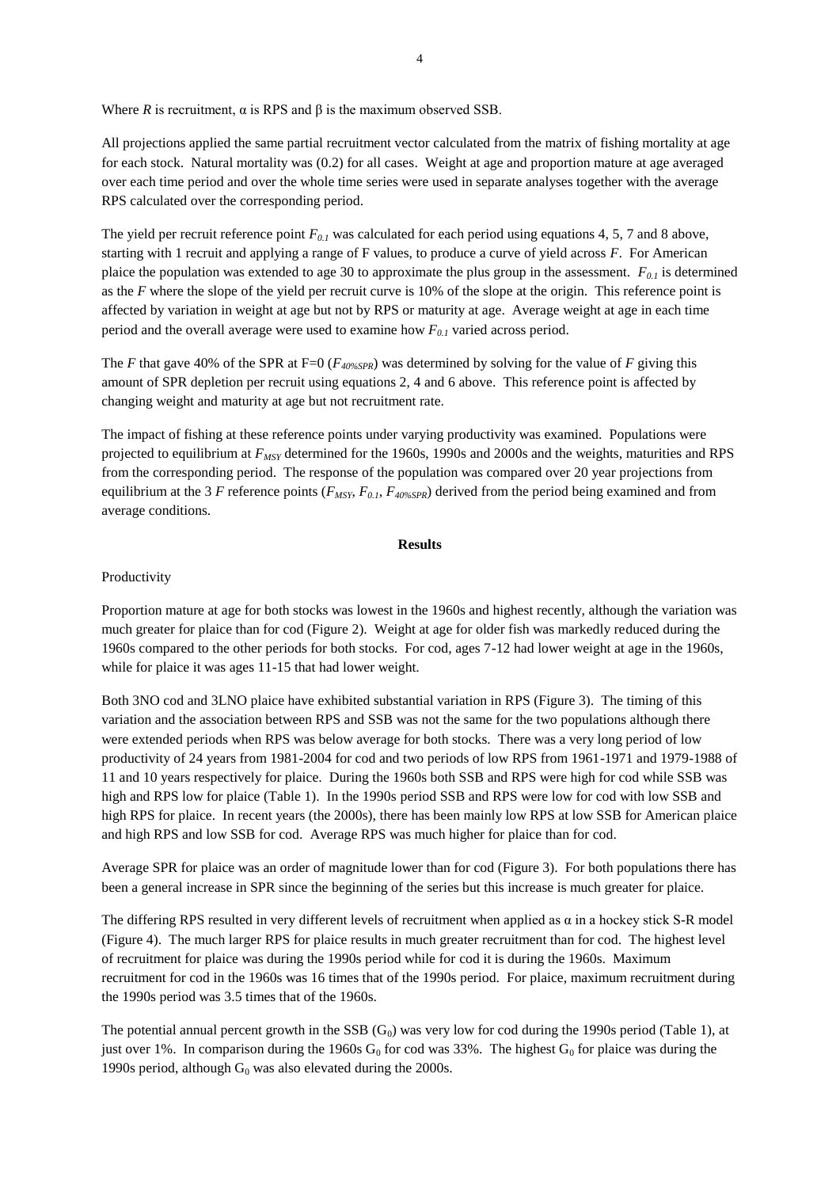Where $R$ is recruitment, $\alpha$ is RPS and $\beta$ is the maximum observed SSB.

All projections applied the same partial recruitment vector calculated from the matrix of fishing mortality at age for each stock. Natural mortality was (0.2) for all cases. Weight at age and proportion mature at age averaged over each time period and over the whole time series were used in separate analyses together with the average RPS calculated over the corresponding period.

The yield per recruit reference point $F_{0.1}$ was calculated for each period using equations 4, 5, 7 and 8 above, starting with 1 recruit and applying a range of F values, to produce a curve of yield across $F$. For American plaice the population was extended to age 30 to approximate the plus group in the assessment. $F_{0.1}$ is determined as the $F$ where the slope of the yield per recruit curve is 10% of the slope at the origin. This reference point is affected by variation in weight at age but not by RPS or maturity at age. Average weight at age in each time period and the overall average were used to examine how $F_{0.1}$ varied across period.

The $F$ that gave 40% of the SPR at F=0 ($F_{40\%SPR}$) was determined by solving for the value of $F$ giving this amount of SPR depletion per recruit using equations 2, 4 and 6 above. This reference point is affected by changing weight and maturity at age but not recruitment rate.

The impact of fishing at these reference points under varying productivity was examined. Populations were projected to equilibrium at $F_{MSY}$ determined for the 1960s, 1990s and 2000s and the weights, maturities and RPS from the corresponding period. The response of the population was compared over 20 year projections from equilibrium at the 3 $F$ reference points ($F_{MSY}$, $F_{0.1}$, $F_{40\%SPR}$) derived from the period being examined and from average conditions.

## Results

Productivity

Proportion mature at age for both stocks was lowest in the 1960s and highest recently, although the variation was much greater for plaice than for cod (Figure 2). Weight at age for older fish was markedly reduced during the 1960s compared to the other periods for both stocks. For cod, ages 7-12 had lower weight at age in the 1960s, while for plaice it was ages 11-15 that had lower weight.

Both 3NO cod and 3LNO plaice have exhibited substantial variation in RPS (Figure 3). The timing of this variation and the association between RPS and SSB was not the same for the two populations although there were extended periods when RPS was below average for both stocks. There was a very long period of low productivity of 24 years from 1981-2004 for cod and two periods of low RPS from 1961-1971 and 1979-1988 of 11 and 10 years respectively for plaice. During the 1960s both SSB and RPS were high for cod while SSB was high and RPS low for plaice (Table 1). In the 1990s period SSB and RPS were low for cod with low SSB and high RPS for plaice. In recent years (the 2000s), there has been mainly low RPS at low SSB for American plaice and high RPS and low SSB for cod. Average RPS was much higher for plaice than for cod.

Average SPR for plaice was an order of magnitude lower than for cod (Figure 3). For both populations there has been a general increase in SPR since the beginning of the series but this increase is much greater for plaice.

The differing RPS resulted in very different levels of recruitment when applied as $\alpha$ in a hockey stick S-R model (Figure 4). The much larger RPS for plaice results in much greater recruitment than for cod. The highest level of recruitment for plaice was during the 1990s period while for cod it is during the 1960s. Maximum recruitment for cod in the 1960s was 16 times that of the 1990s period. For plaice, maximum recruitment during the 1990s period was 3.5 times that of the 1960s.

The potential annual percent growth in the SSB ($G_0$) was very low for cod during the 1990s period (Table 1), at just over 1%. In comparison during the 1960s $G_0$ for cod was 33%. The highest $G_0$ for plaice was during the 1990s period, although $G_0$ was also elevated during the 2000s.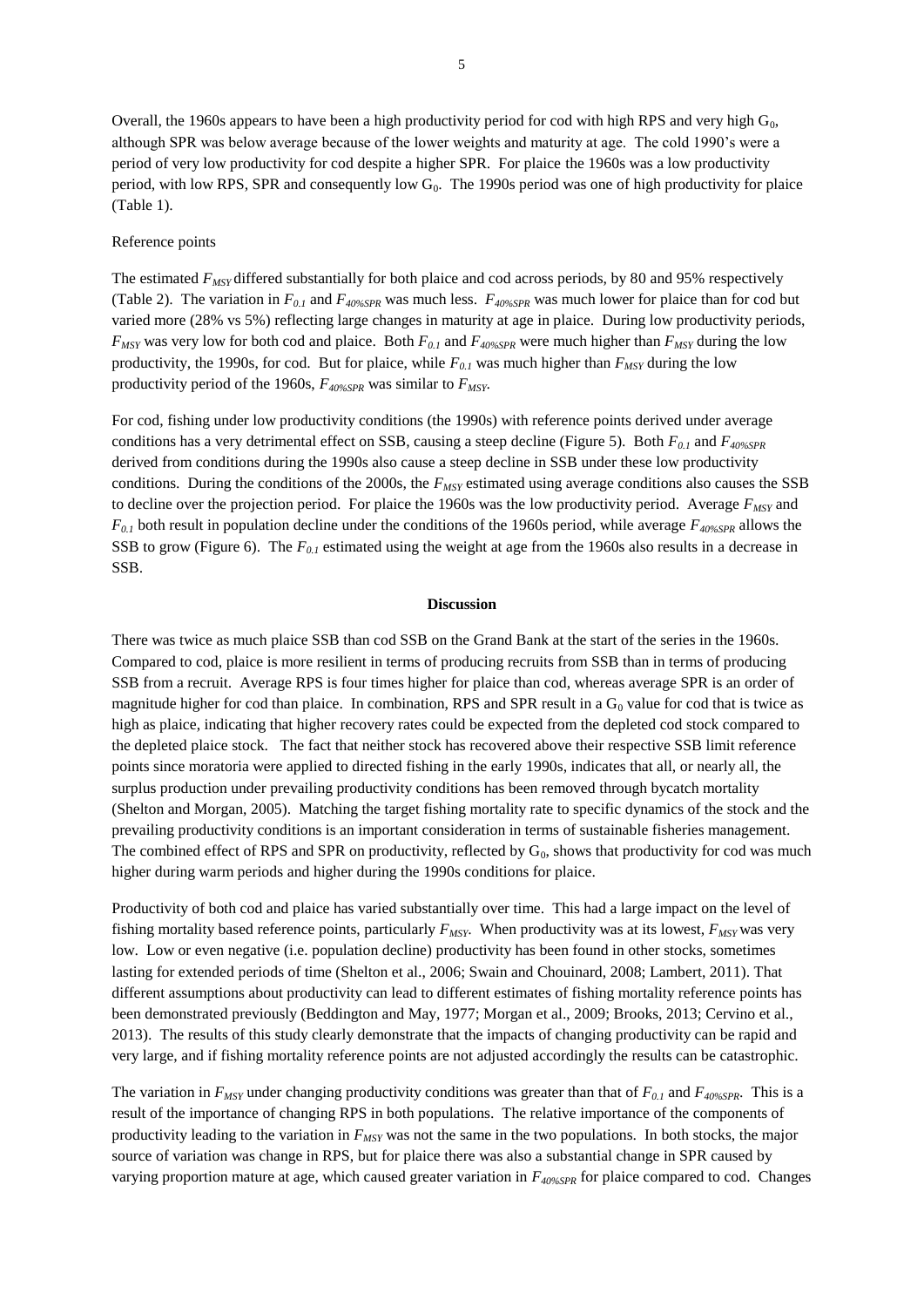Overall, the 1960s appears to have been a high productivity period for cod with high RPS and very high $G_0$, although SPR was below average because of the lower weights and maturity at age. The cold 1990's were a period of very low productivity for cod despite a higher SPR. For plaice the 1960s was a low productivity period, with low RPS, SPR and consequently low $G_0$. The 1990s period was one of high productivity for plaice (Table 1).

Reference points

The estimated $F_{MSY}$ differed substantially for both plaice and cod across periods, by 80 and 95% respectively (Table 2). The variation in $F_{0.1}$ and $F_{40\%SPR}$ was much less. $F_{40\%SPR}$ was much lower for plaice than for cod but varied more (28% vs 5%) reflecting large changes in maturity at age in plaice. During low productivity periods, $F_{MSY}$ was very low for both cod and plaice. Both $F_{0.1}$ and $F_{40\%SPR}$ were much higher than $F_{MSY}$ during the low productivity, the 1990s, for cod. But for plaice, while $F_{0.1}$ was much higher than $F_{MSY}$ during the low productivity period of the 1960s, $F_{40\%SPR}$ was similar to $F_{MSY}$.

For cod, fishing under low productivity conditions (the 1990s) with reference points derived under average conditions has a very detrimental effect on SSB, causing a steep decline (Figure 5). Both $F_{0.1}$ and $F_{40\%SPR}$ derived from conditions during the 1990s also cause a steep decline in SSB under these low productivity conditions. During the conditions of the 2000s, the $F_{MSY}$ estimated using average conditions also causes the SSB to decline over the projection period. For plaice the 1960s was the low productivity period. Average $F_{MSY}$ and $F_{0.1}$ both result in population decline under the conditions of the 1960s period, while average $F_{40\%SPR}$ allows the SSB to grow (Figure 6). The $F_{0.1}$ estimated using the weight at age from the 1960s also results in a decrease in SSB.

## Discussion

There was twice as much plaice SSB than cod SSB on the Grand Bank at the start of the series in the 1960s. Compared to cod, plaice is more resilient in terms of producing recruits from SSB than in terms of producing SSB from a recruit. Average RPS is four times higher for plaice than cod, whereas average SPR is an order of magnitude higher for cod than plaice. In combination, RPS and SPR result in a $G_0$ value for cod that is twice as high as plaice, indicating that higher recovery rates could be expected from the depleted cod stock compared to the depleted plaice stock. The fact that neither stock has recovered above their respective SSB limit reference points since moratoria were applied to directed fishing in the early 1990s, indicates that all, or nearly all, the surplus production under prevailing productivity conditions has been removed through bycatch mortality (Shelton and Morgan, 2005). Matching the target fishing mortality rate to specific dynamics of the stock and the prevailing productivity conditions is an important consideration in terms of sustainable fisheries management. The combined effect of RPS and SPR on productivity, reflected by $G_0$, shows that productivity for cod was much higher during warm periods and higher during the 1990s conditions for plaice.

Productivity of both cod and plaice has varied substantially over time. This had a large impact on the level of fishing mortality based reference points, particularly $F_{MSY}$. When productivity was at its lowest, $F_{MSY}$ was very low. Low or even negative (i.e. population decline) productivity has been found in other stocks, sometimes lasting for extended periods of time (Shelton et al., 2006; Swain and Chouinard, 2008; Lambert, 2011). That different assumptions about productivity can lead to different estimates of fishing mortality reference points has been demonstrated previously (Beddington and May, 1977; Morgan et al., 2009; Brooks, 2013; Cervino et al., 2013). The results of this study clearly demonstrate that the impacts of changing productivity can be rapid and very large, and if fishing mortality reference points are not adjusted accordingly the results can be catastrophic.

The variation in $F_{MSY}$ under changing productivity conditions was greater than that of $F_{0.1}$ and $F_{40\%SPR}$. This is a result of the importance of changing RPS in both populations. The relative importance of the components of productivity leading to the variation in $F_{MSY}$ was not the same in the two populations. In both stocks, the major source of variation was change in RPS, but for plaice there was also a substantial change in SPR caused by varying proportion mature at age, which caused greater variation in $F_{40\%SPR}$ for plaice compared to cod. Changes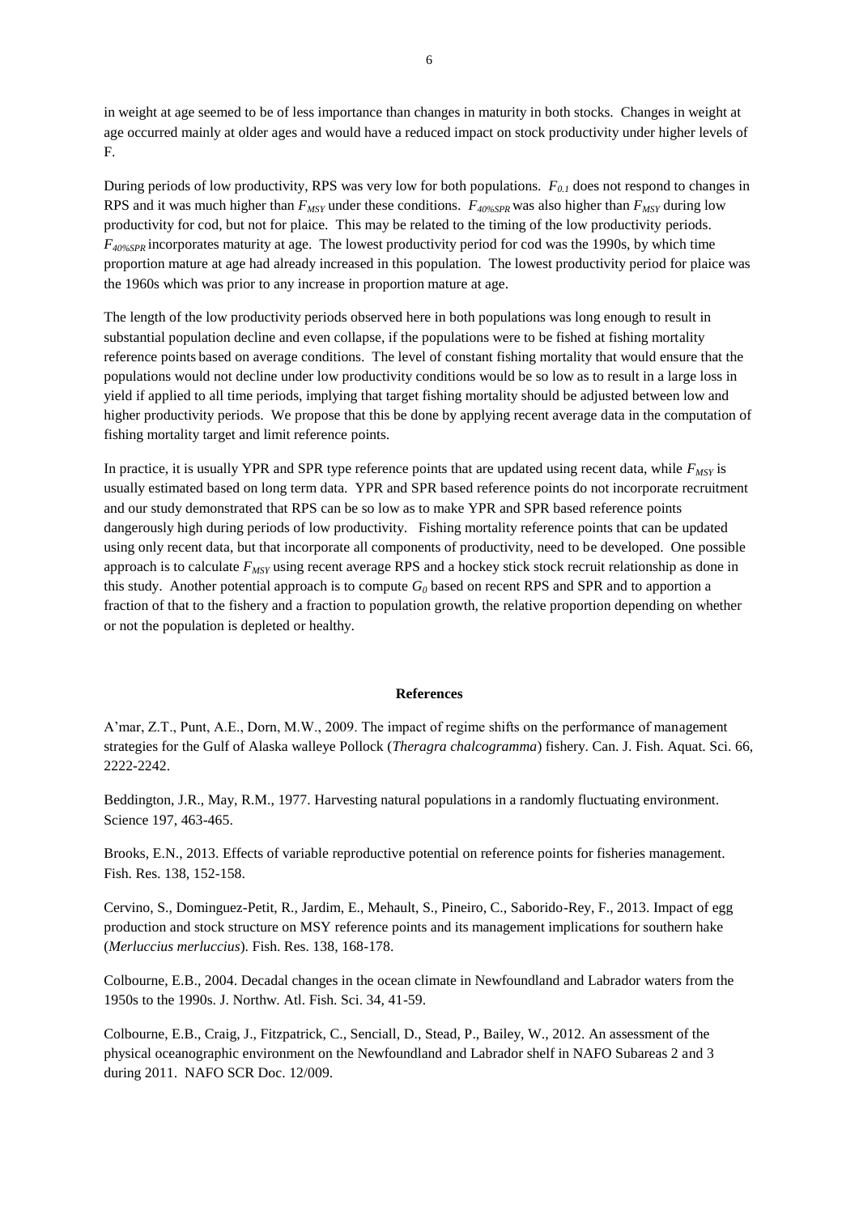in weight at age seemed to be of less importance than changes in maturity in both stocks. Changes in weight at age occurred mainly at older ages and would have a reduced impact on stock productivity under higher levels of F.

During periods of low productivity, RPS was very low for both populations. $F_{0.1}$ does not respond to changes in RPS and it was much higher than $F_{MSY}$ under these conditions. $F_{40\%SPR}$ was also higher than $F_{MSY}$ during low productivity for cod, but not for plaice. This may be related to the timing of the low productivity periods. $F_{40\%SPR}$ incorporates maturity at age. The lowest productivity period for cod was the 1990s, by which time proportion mature at age had already increased in this population. The lowest productivity period for plaice was the 1960s which was prior to any increase in proportion mature at age.

The length of the low productivity periods observed here in both populations was long enough to result in substantial population decline and even collapse, if the populations were to be fished at fishing mortality reference points based on average conditions. The level of constant fishing mortality that would ensure that the populations would not decline under low productivity conditions would be so low as to result in a large loss in yield if applied to all time periods, implying that target fishing mortality should be adjusted between low and higher productivity periods. We propose that this be done by applying recent average data in the computation of fishing mortality target and limit reference points.

In practice, it is usually YPR and SPR type reference points that are updated using recent data, while $F_{MSY}$ is usually estimated based on long term data. YPR and SPR based reference points do not incorporate recruitment and our study demonstrated that RPS can be so low as to make YPR and SPR based reference points dangerously high during periods of low productivity. Fishing mortality reference points that can be updated using only recent data, but that incorporate all components of productivity, need to be developed. One possible approach is to calculate $F_{MSY}$ using recent average RPS and a hockey stick stock recruit relationship as done in this study. Another potential approach is to compute $G_0$ based on recent RPS and SPR and to apportion a fraction of that to the fishery and a fraction to population growth, the relative proportion depending on whether or not the population is depleted or healthy.

## References

A'mar, Z.T., Punt, A.E., Dorn, M.W., 2009. The impact of regime shifts on the performance of management strategies for the Gulf of Alaska walleye Pollock (*Theragra chalcogramma*) fishery. Can. J. Fish. Aquat. Sci. 66, 2222-2242.

Beddington, J.R., May, R.M., 1977. Harvesting natural populations in a randomly fluctuating environment. Science 197, 463-465.

Brooks, E.N., 2013. Effects of variable reproductive potential on reference points for fisheries management. Fish. Res. 138, 152-158.

Cervino, S., Dominguez-Petit, R., Jardim, E., Mehault, S., Pineiro, C., Saborido-Rey, F., 2013. Impact of egg production and stock structure on MSY reference points and its management implications for southern hake (*Merluccius merluccius*). Fish. Res. 138, 168-178.

Colbourne, E.B., 2004. Decadal changes in the ocean climate in Newfoundland and Labrador waters from the 1950s to the 1990s. J. Northw. Atl. Fish. Sci. 34, 41-59.

Colbourne, E.B., Craig, J., Fitzpatrick, C., Senciall, D., Stead, P., Bailey, W., 2012. An assessment of the physical oceanographic environment on the Newfoundland and Labrador shelf in NAFO Subareas 2 and 3 during 2011. NAFO SCR Doc. 12/009.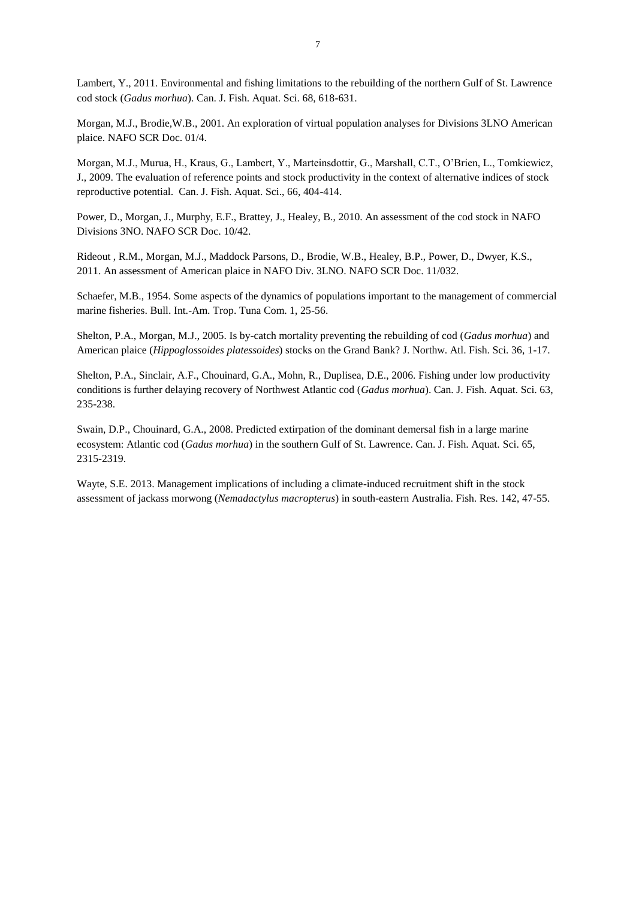Lambert, Y., 2011. Environmental and fishing limitations to the rebuilding of the northern Gulf of St. Lawrence cod stock (*Gadus morhua*). Can. J. Fish. Aquat. Sci. 68, 618-631.

Morgan, M.J., Brodie,W.B., 2001. An exploration of virtual population analyses for Divisions 3LNO American plaice. NAFO SCR Doc. 01/4.

Morgan, M.J., Murua, H., Kraus, G., Lambert, Y., Marteinsdottir, G., Marshall, C.T., O'Brien, L., Tomkiewicz, J., 2009. The evaluation of reference points and stock productivity in the context of alternative indices of stock reproductive potential. Can. J. Fish. Aquat. Sci., 66, 404-414.

Power, D., Morgan, J., Murphy, E.F., Brattey, J., Healey, B., 2010. An assessment of the cod stock in NAFO Divisions 3NO. NAFO SCR Doc. 10/42.

Rideout , R.M., Morgan, M.J., Maddock Parsons, D., Brodie, W.B., Healey, B.P., Power, D., Dwyer, K.S., 2011. An assessment of American plaice in NAFO Div. 3LNO. NAFO SCR Doc. 11/032.

Schaefer, M.B., 1954. Some aspects of the dynamics of populations important to the management of commercial marine fisheries. Bull. Int.-Am. Trop. Tuna Com. 1, 25-56.

Shelton, P.A., Morgan, M.J., 2005. Is by-catch mortality preventing the rebuilding of cod (*Gadus morhua*) and American plaice (*Hippoglossoides platessoides*) stocks on the Grand Bank? J. Northw. Atl. Fish. Sci. 36, 1-17.

Shelton, P.A., Sinclair, A.F., Chouinard, G.A., Mohn, R., Duplisea, D.E., 2006. Fishing under low productivity conditions is further delaying recovery of Northwest Atlantic cod (*Gadus morhua*). Can. J. Fish. Aquat. Sci. 63, 235-238.

Swain, D.P., Chouinard, G.A., 2008. Predicted extirpation of the dominant demersal fish in a large marine ecosystem: Atlantic cod (*Gadus morhua*) in the southern Gulf of St. Lawrence. Can. J. Fish. Aquat. Sci. 65, 2315-2319.

Wayte, S.E. 2013. Management implications of including a climate-induced recruitment shift in the stock assessment of jackass morwong (*Nemadactylus macropterus*) in south-eastern Australia. Fish. Res. 142, 47-55.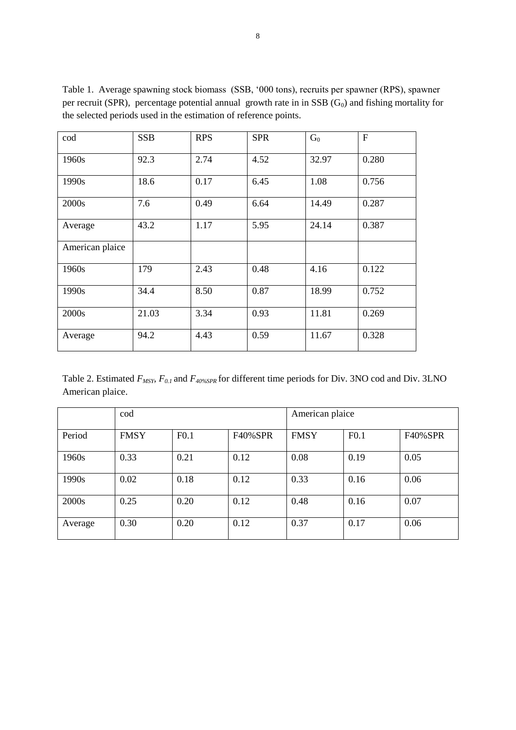Table 1. Average spawning stock biomass (SSB, '000 tons), recruits per spawner (RPS), spawner per recruit (SPR), percentage potential annual growth rate in in SSB ($G_0$) and fishing mortality for the selected periods used in the estimation of reference points.

| cod | SSB | RPS | SPR | $G_0$ | F |
|---|---|---|---|---|---|
| 1960s | 92.3 | 2.74 | 4.52 | 32.97 | 0.280 |
| 1990s | 18.6 | 0.17 | 6.45 | 1.08 | 0.756 |
| 2000s | 7.6 | 0.49 | 6.64 | 14.49 | 0.287 |
| Average | 43.2 | 1.17 | 5.95 | 24.14 | 0.387 |
| American plaice | | | | | |
| 1960s | 179 | 2.43 | 0.48 | 4.16 | 0.122 |
| 1990s | 34.4 | 8.50 | 0.87 | 18.99 | 0.752 |
| 2000s | 21.03 | 3.34 | 0.93 | 11.81 | 0.269 |
| Average | 94.2 | 4.43 | 0.59 | 11.67 | 0.328 |

Table 2. Estimated $F_{MSY}$, $F_{0.1}$ and $F_{40\%SPR}$ for different time periods for Div. 3NO cod and Div. 3LNO American plaice.

| | cod | | | American plaice | | |
|---|---|---|---|---|---|---|
| Period | FMSY | F0.1 | F40%SPR | FMSY | F0.1 | F40%SPR |
| 1960s | 0.33 | 0.21 | 0.12 | 0.08 | 0.19 | 0.05 |
| 1990s | 0.02 | 0.18 | 0.12 | 0.33 | 0.16 | 0.06 |
| 2000s | 0.25 | 0.20 | 0.12 | 0.48 | 0.16 | 0.07 |
| Average | 0.30 | 0.20 | 0.12 | 0.37 | 0.17 | 0.06 |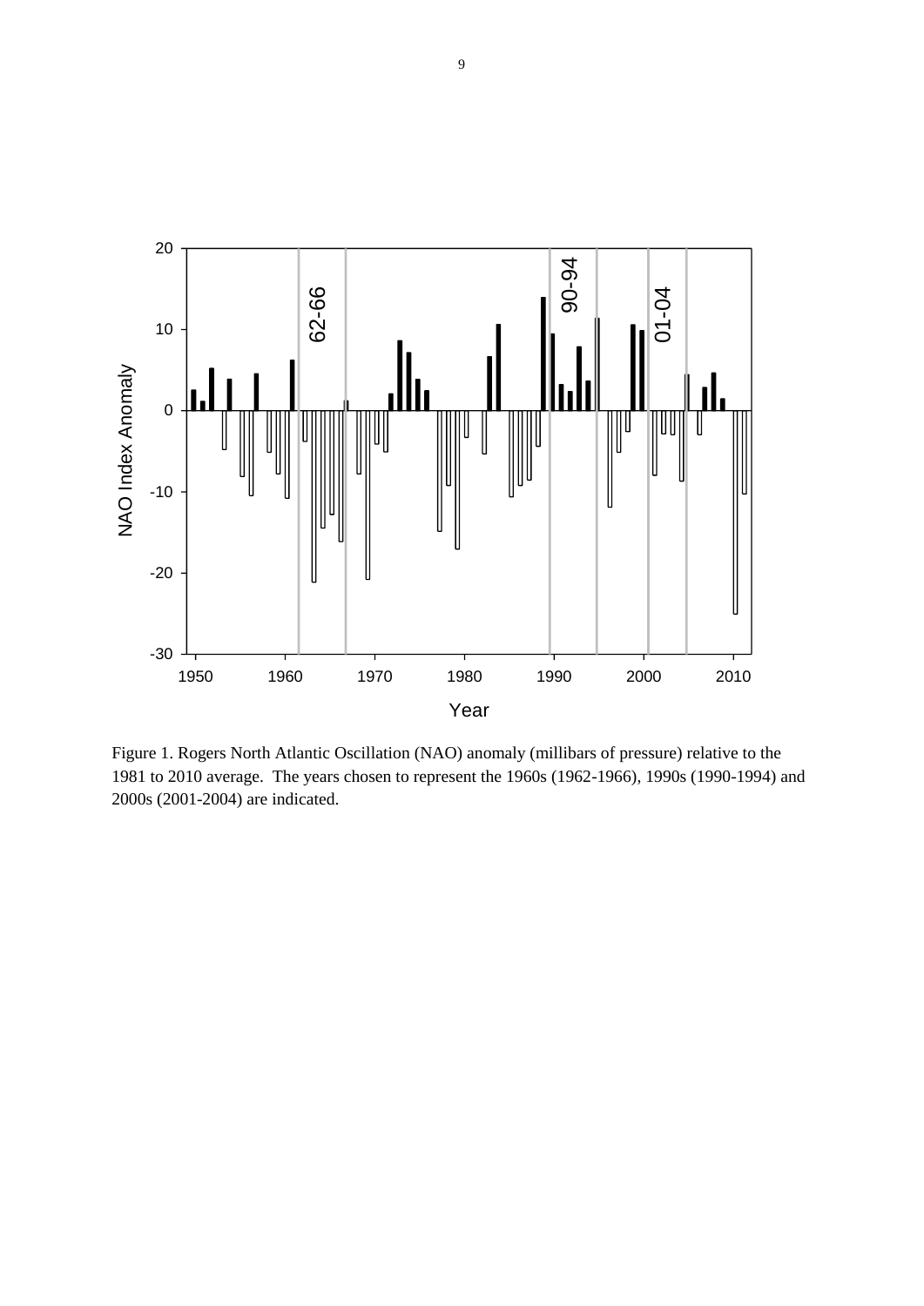Figure 1. Rogers North Atlantic Oscillation (NAO) anomaly (millibars of pressure) relative to the 1981 to 2010 average. The years chosen to represent the 1960s (1962-1966), 1990s (1990-1994) and 2000s (2001-2004) are indicated.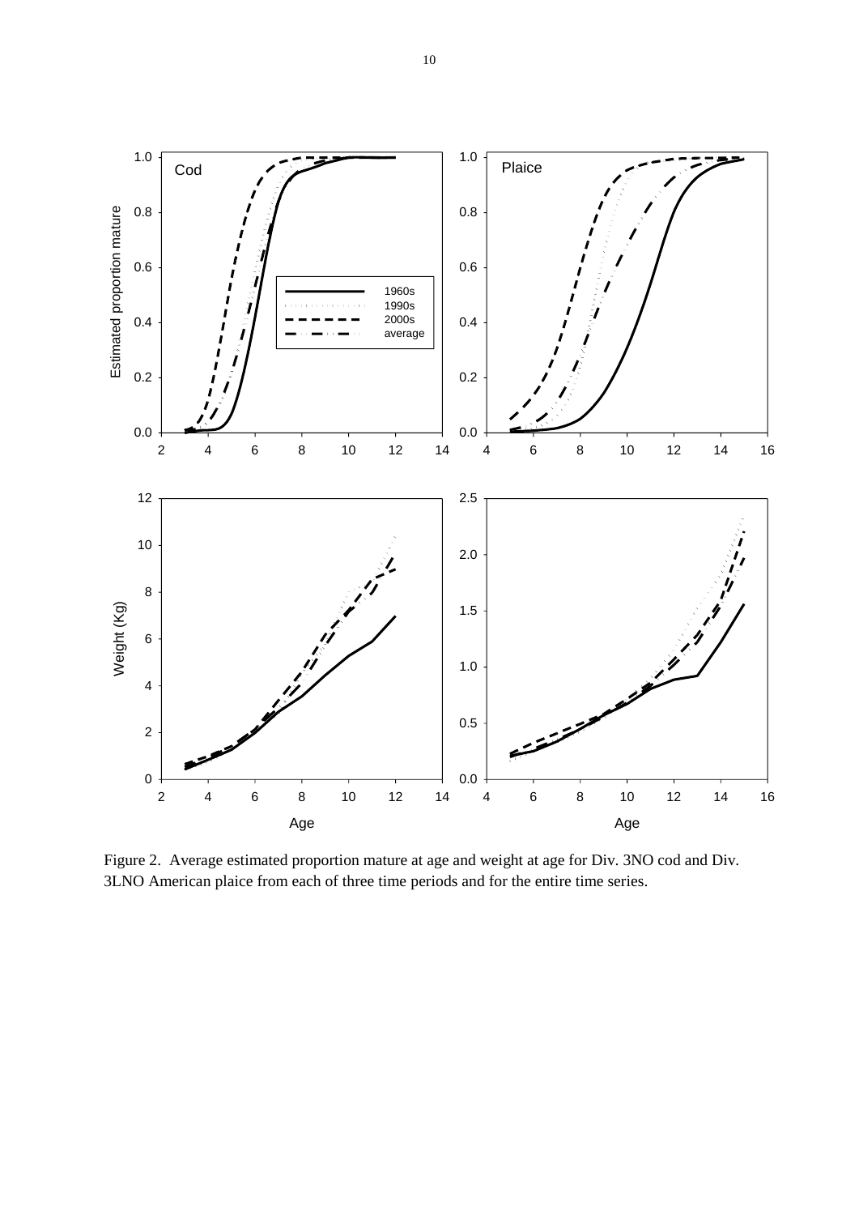Figure 2. Average estimated proportion mature at age and weight at age for Div. 3NO cod and Div. 3LNO American plaice from each of three time periods and for the entire time series.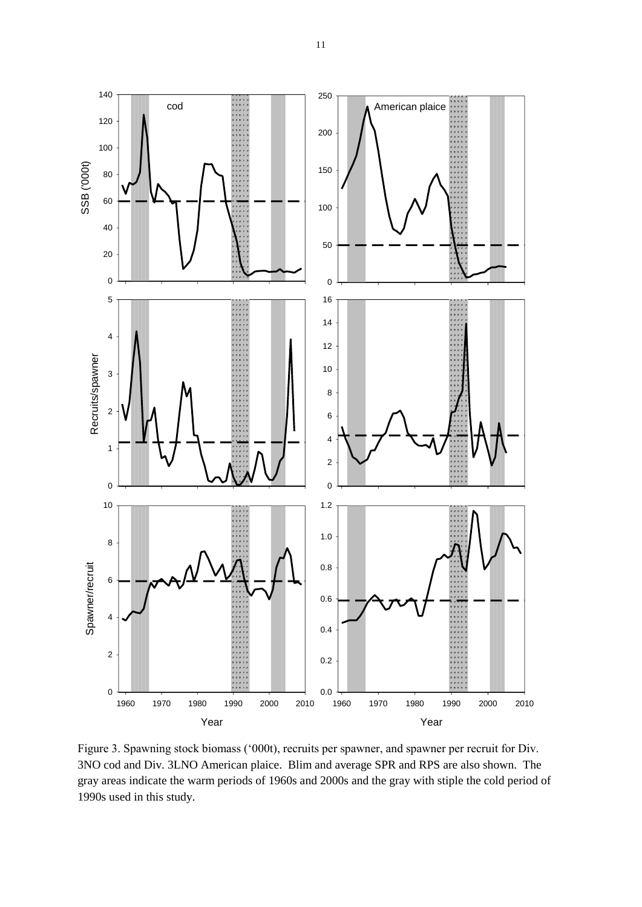Figure 3. Spawning stock biomass ('000t), recruits per spawner, and spawner per recruit for Div. 3NO cod and Div. 3LNO American plaice. Blim and average SPR and RPS are also shown. The gray areas indicate the warm periods of 1960s and 2000s and the gray with stiple the cold period of 1990s used in this study.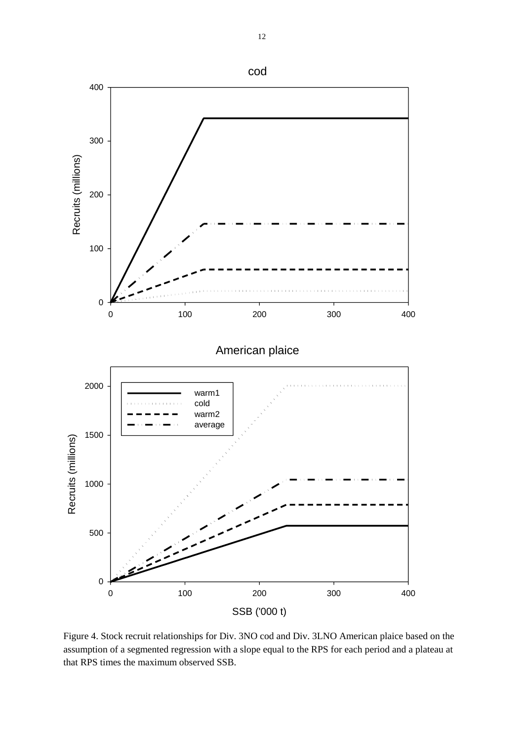Figure 4. Stock recruit relationships for Div. 3NO cod and Div. 3LNO American plaice based on the assumption of a segmented regression with a slope equal to the RPS for each period and a plateau at that RPS times the maximum observed SSB.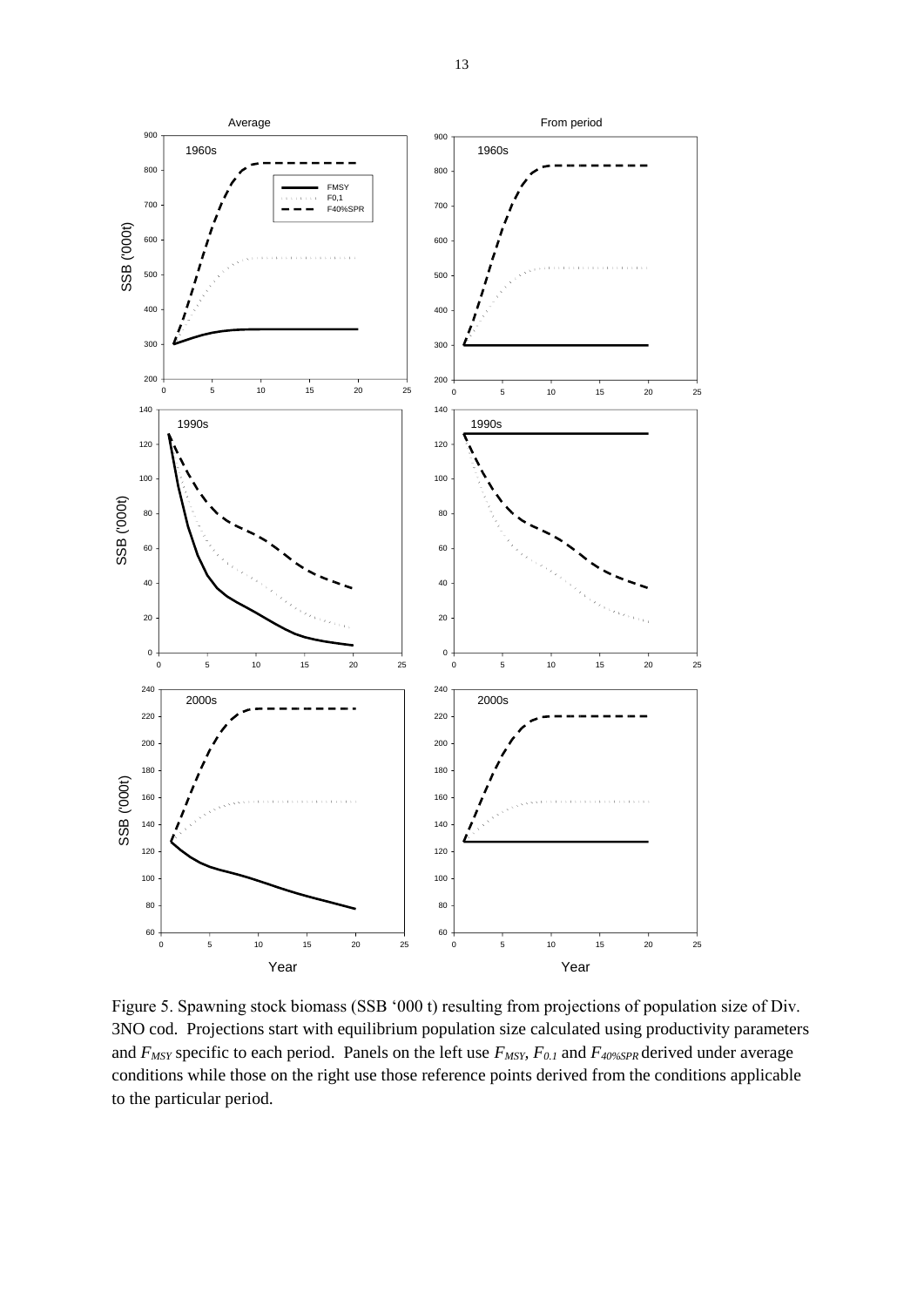Figure 5. Spawning stock biomass (SSB '000 t) resulting from projections of population size of Div. 3NO cod. Projections start with equilibrium population size calculated using productivity parameters and $F_{MSY}$ specific to each period. Panels on the left use $F_{MSY}$, $F_{0.1}$ and $F_{40\%SPR}$ derived under average conditions while those on the right use those reference points derived from the conditions applicable to the particular period.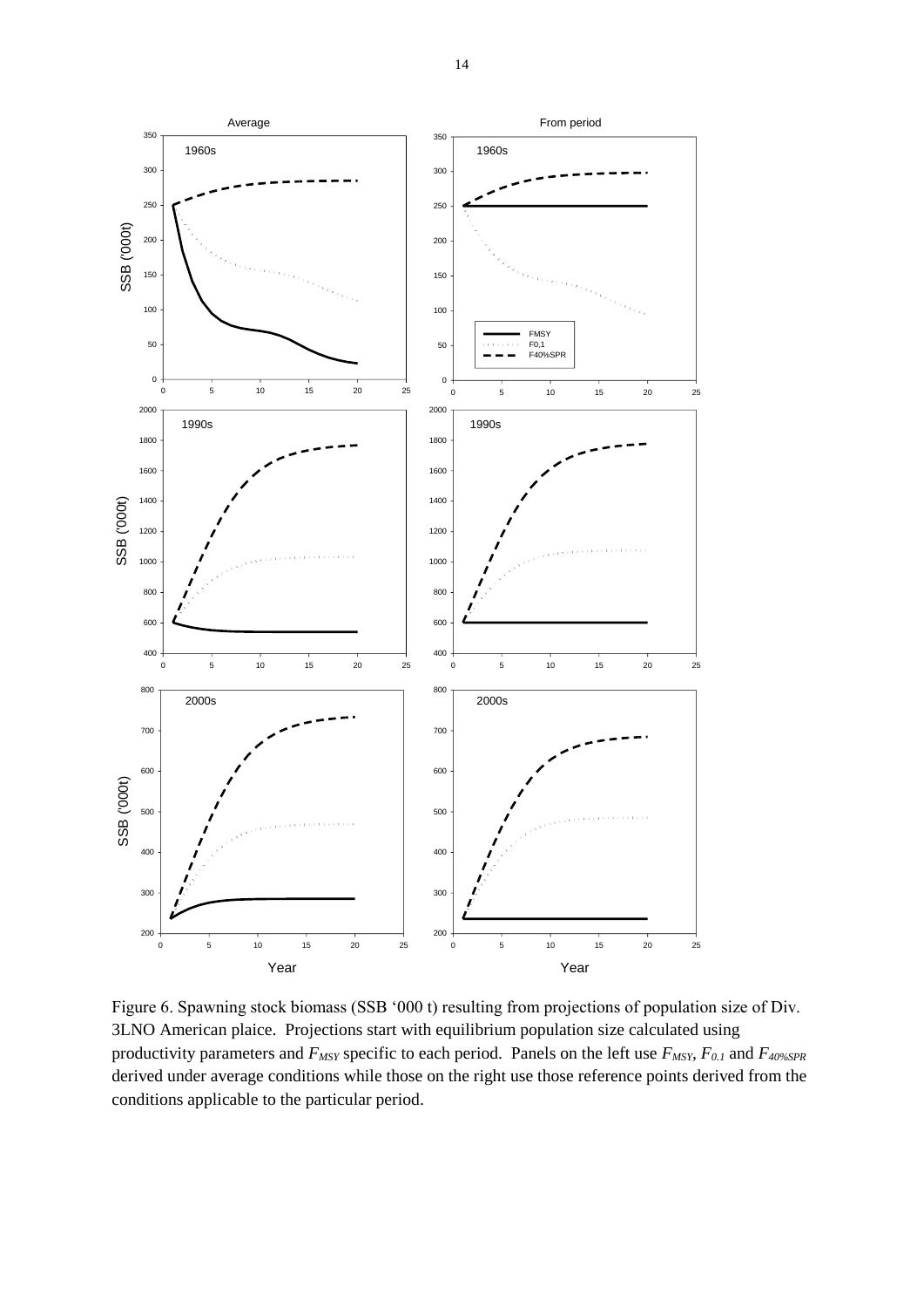Average

From period

SSB ('000t)

1960s

1960s

FMSY
F0,1
F40%SPR

1990s

1990s

2000s

2000s

Year

Year

Figure 6. Spawning stock biomass (SSB '000 t) resulting from projections of population size of Div. 3LNO American plaice. Projections start with equilibrium population size calculated using productivity parameters and $F_{MSY}$ specific to each period. Panels on the left use $F_{MSY}$, $F_{0.1}$ and $F_{40\%SPR}$ derived under average conditions while those on the right use those reference points derived from the conditions applicable to the particular period.